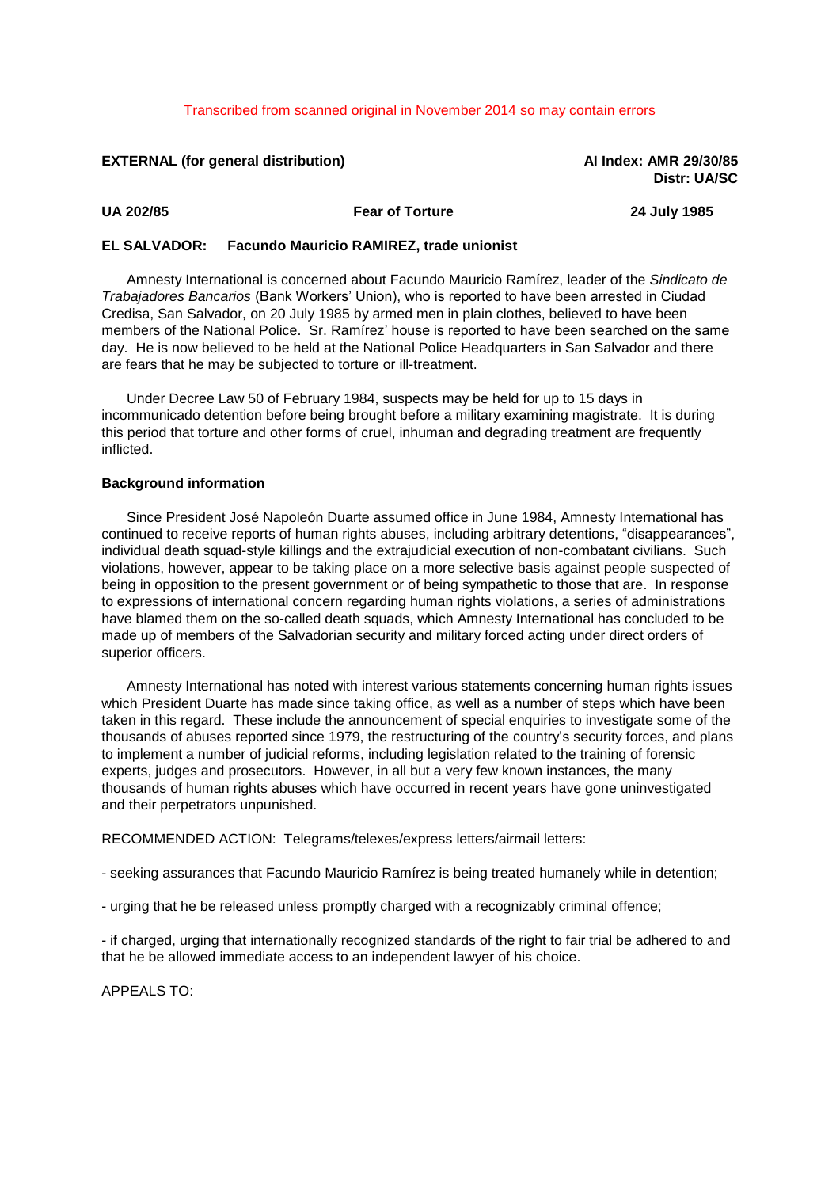Transcribed from scanned original in November 2014 so may contain errors

**EXTERNAL (for general distribution)** **AI Index: AMR 29/30/85**
**Distr: UA/SC**

**UA 202/85** **Fear of Torture** **24 July 1985**

**EL SALVADOR: Facundo Mauricio RAMIREZ, trade unionist**

Amnesty International is concerned about Facundo Mauricio Ramírez, leader of the *Sindicato de Trabajadores Bancarios* (Bank Workers' Union), who is reported to have been arrested in Ciudad Credisa, San Salvador, on 20 July 1985 by armed men in plain clothes, believed to have been members of the National Police. Sr. Ramírez' house is reported to have been searched on the same day. He is now believed to be held at the National Police Headquarters in San Salvador and there are fears that he may be subjected to torture or ill-treatment.

Under Decree Law 50 of February 1984, suspects may be held for up to 15 days in incommunicado detention before being brought before a military examining magistrate. It is during this period that torture and other forms of cruel, inhuman and degrading treatment are frequently inflicted.

**Background information**

Since President José Napoleón Duarte assumed office in June 1984, Amnesty International has continued to receive reports of human rights abuses, including arbitrary detentions, "disappearances", individual death squad-style killings and the extrajudicial execution of non-combatant civilians. Such violations, however, appear to be taking place on a more selective basis against people suspected of being in opposition to the present government or of being sympathetic to those that are. In response to expressions of international concern regarding human rights violations, a series of administrations have blamed them on the so-called death squads, which Amnesty International has concluded to be made up of members of the Salvadorian security and military forced acting under direct orders of superior officers.

Amnesty International has noted with interest various statements concerning human rights issues which President Duarte has made since taking office, as well as a number of steps which have been taken in this regard. These include the announcement of special enquiries to investigate some of the thousands of abuses reported since 1979, the restructuring of the country's security forces, and plans to implement a number of judicial reforms, including legislation related to the training of forensic experts, judges and prosecutors. However, in all but a very few known instances, the many thousands of human rights abuses which have occurred in recent years have gone uninvestigated and their perpetrators unpunished.

RECOMMENDED ACTION: Telegrams/telexes/express letters/airmail letters:

- seeking assurances that Facundo Mauricio Ramírez is being treated humanely while in detention;

- urging that he be released unless promptly charged with a recognizably criminal offence;

- if charged, urging that internationally recognized standards of the right to fair trial be adhered to and that he be allowed immediate access to an independent lawyer of his choice.

APPEALS TO: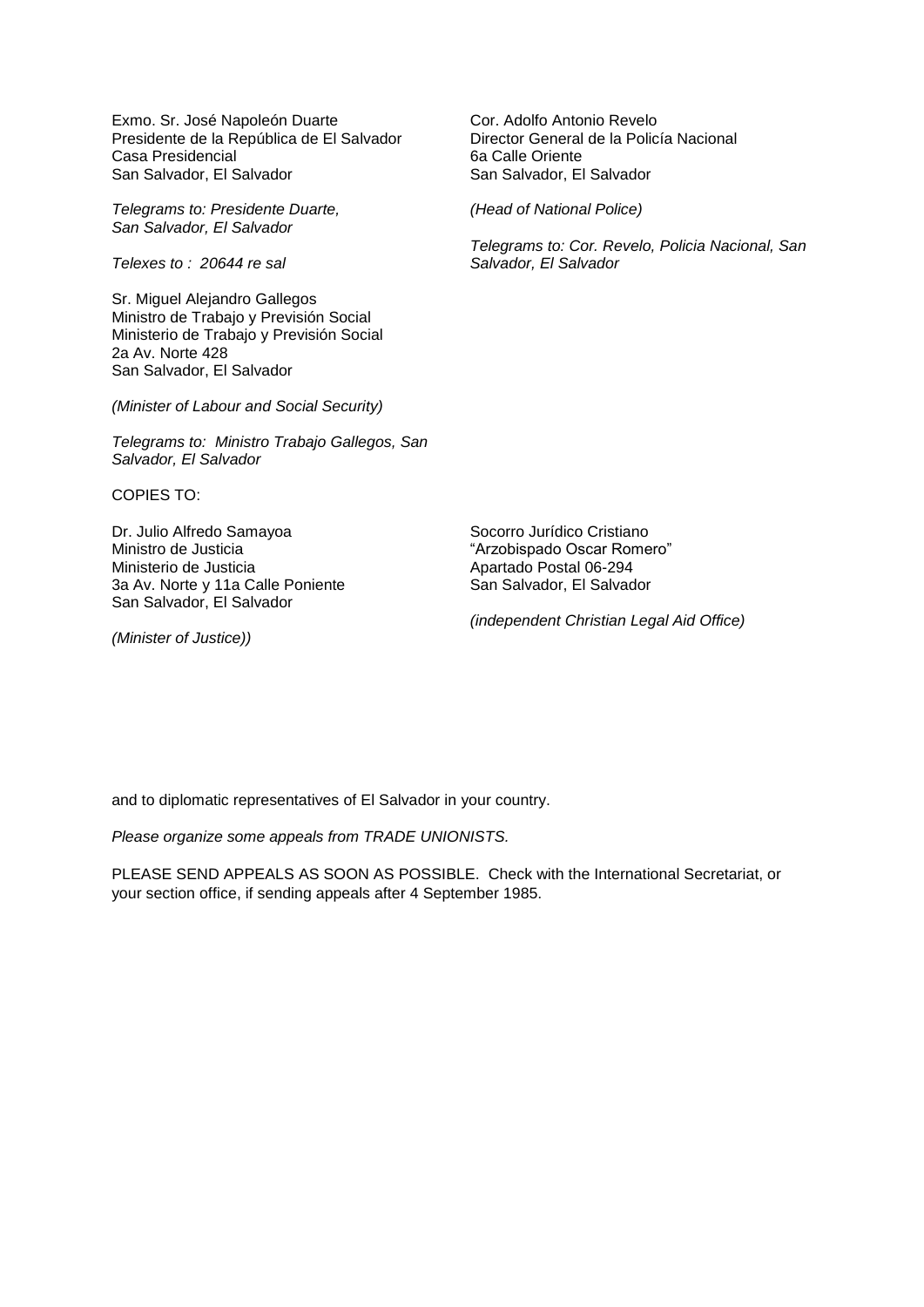Exmo. Sr. José Napoleón Duarte
Presidente de la República de El Salvador
Casa Presidencial
San Salvador, El Salvador

*Telegrams to: Presidente Duarte, San Salvador, El Salvador*

*Telexes to : 20644 re sal*

Sr. Miguel Alejandro Gallegos
Ministro de Trabajo y Previsión Social
Ministerio de Trabajo y Previsión Social
2a Av. Norte 428
San Salvador, El Salvador

*(Minister of Labour and Social Security)*

*Telegrams to: Ministro Trabajo Gallegos, San Salvador, El Salvador*

Cor. Adolfo Antonio Revelo
Director General de la Policía Nacional
6a Calle Oriente
San Salvador, El Salvador

*(Head of National Police)*

*Telegrams to: Cor. Revelo, Policia Nacional, San Salvador, El Salvador*

COPIES TO:

Dr. Julio Alfredo Samayoa
Ministro de Justicia
Ministerio de Justicia
3a Av. Norte y 11a Calle Poniente
San Salvador, El Salvador

*(Minister of Justice))*

Socorro Jurídico Cristiano
"Arzobispado Oscar Romero"
Apartado Postal 06-294
San Salvador, El Salvador

*(independent Christian Legal Aid Office)*

and to diplomatic representatives of El Salvador in your country.

*Please organize some appeals from TRADE UNIONISTS.*

PLEASE SEND APPEALS AS SOON AS POSSIBLE. Check with the International Secretariat, or your section office, if sending appeals after 4 September 1985.